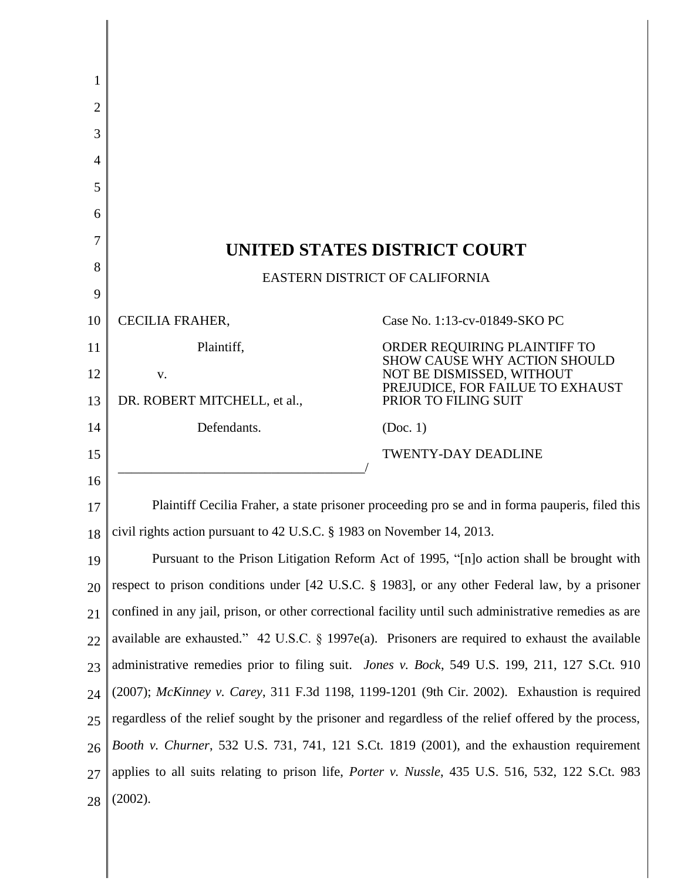# UNITED STATES DISTRICT COURT

EASTERN DISTRICT OF CALIFORNIA

| | |
|---|---|
| CECILIA FRAHER, | Case No. 1:13-cv-01849-SKO PC |
| Plaintiff, | ORDER REQUIRING PLAINTIFF TO SHOW CAUSE WHY ACTION SHOULD NOT BE DISMISSED, WITHOUT PREJUDICE, FOR FAILUE TO EXHAUST PRIOR TO FILING SUIT |
| v. | |
| DR. ROBERT MITCHELL, et al., | (Doc. 1) |
| Defendants. | TWENTY-DAY DEADLINE |

_____________________________________/

Plaintiff Cecilia Fraher, a state prisoner proceeding pro se and in forma pauperis, filed this civil rights action pursuant to 42 U.S.C. § 1983 on November 14, 2013.

Pursuant to the Prison Litigation Reform Act of 1995, "[n]o action shall be brought with respect to prison conditions under [42 U.S.C. § 1983], or any other Federal law, by a prisoner confined in any jail, prison, or other correctional facility until such administrative remedies as are available are exhausted." 42 U.S.C. § 1997e(a). Prisoners are required to exhaust the available administrative remedies prior to filing suit. *Jones v. Bock*, 549 U.S. 199, 211, 127 S.Ct. 910 (2007); *McKinney v. Carey*, 311 F.3d 1198, 1199-1201 (9th Cir. 2002). Exhaustion is required regardless of the relief sought by the prisoner and regardless of the relief offered by the process, *Booth v. Churner*, 532 U.S. 731, 741, 121 S.Ct. 1819 (2001), and the exhaustion requirement applies to all suits relating to prison life, *Porter v. Nussle*, 435 U.S. 516, 532, 122 S.Ct. 983 (2002).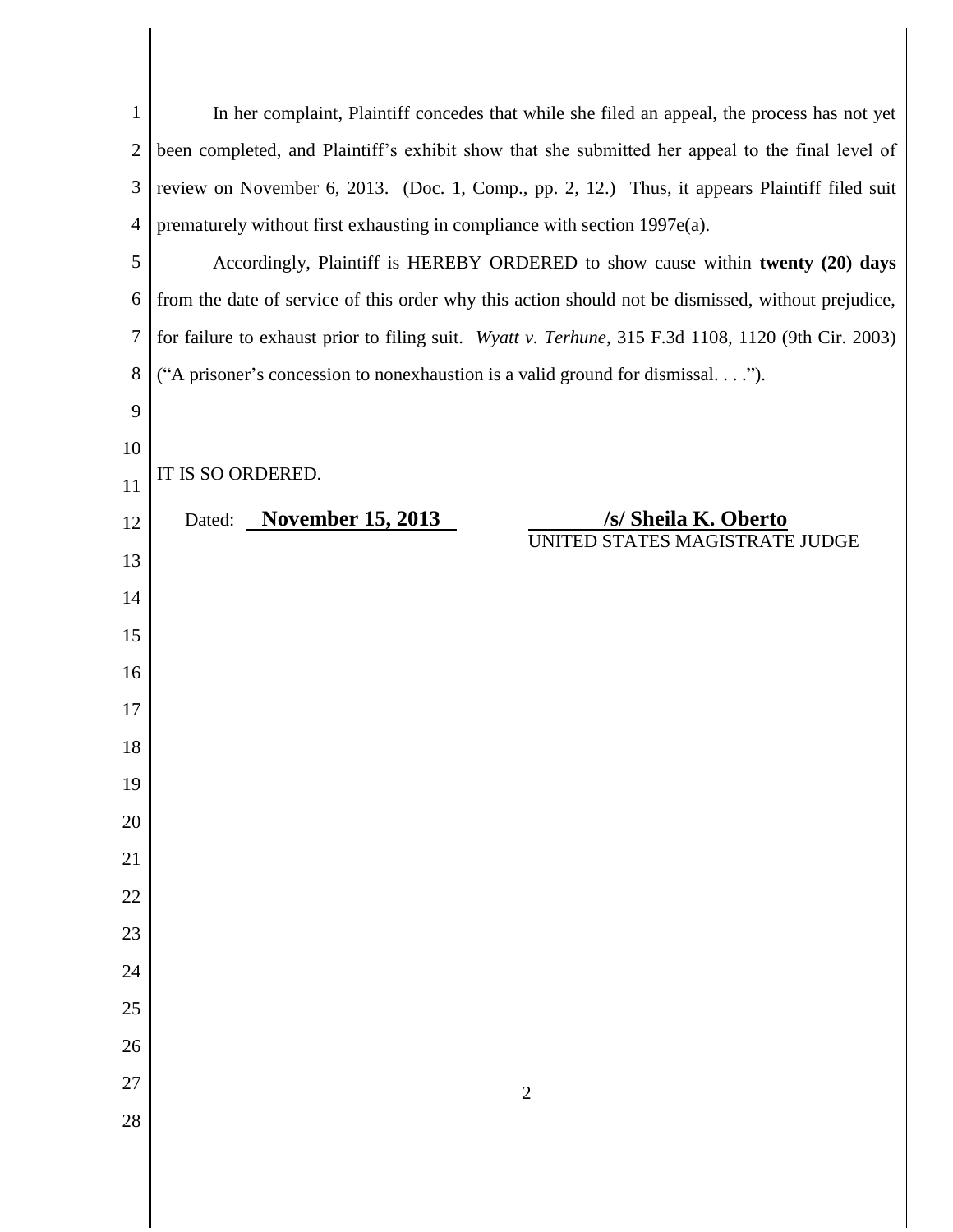In her complaint, Plaintiff concedes that while she filed an appeal, the process has not yet been completed, and Plaintiff's exhibit show that she submitted her appeal to the final level of review on November 6, 2013. (Doc. 1, Comp., pp. 2, 12.) Thus, it appears Plaintiff filed suit prematurely without first exhausting in compliance with section 1997e(a).

Accordingly, Plaintiff is HEREBY ORDERED to show cause within **twenty (20) days** from the date of service of this order why this action should not be dismissed, without prejudice, for failure to exhaust prior to filing suit. *Wyatt v. Terhune*, 315 F.3d 1108, 1120 (9th Cir. 2003) ("A prisoner's concession to nonexhaustion is a valid ground for dismissal. . . .").

IT IS SO ORDERED.

Dated: **November 15, 2013**

**/s/ Sheila K. Oberto**
UNITED STATES MAGISTRATE JUDGE